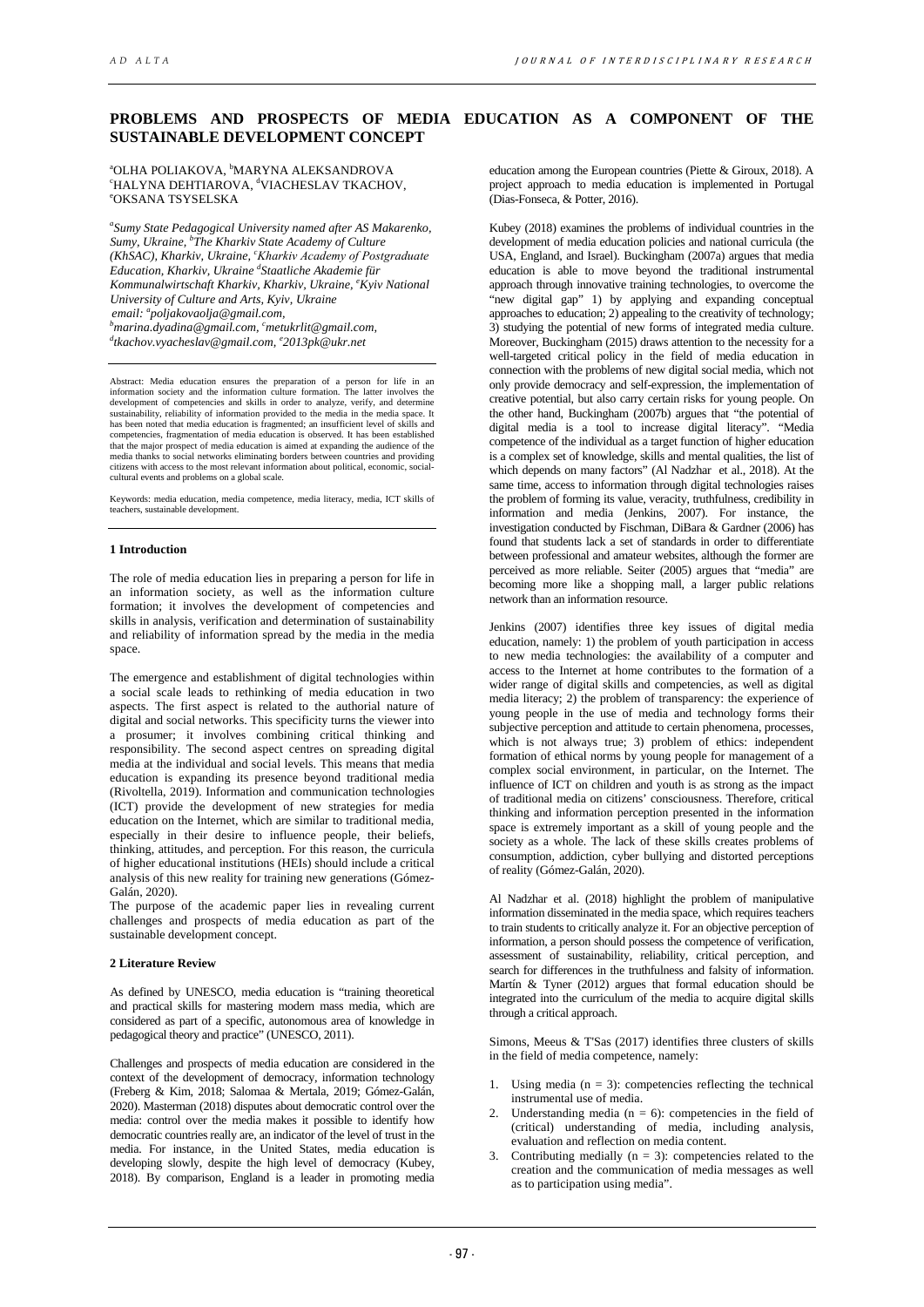# PROBLEMS AND PROSPECTS OF MEDIA EDUCATION AS A COMPONENT OF THE SUSTAINABLE DEVELOPMENT CONCEPT

[a]OLHA POLIAKOVA, [b]MARYNA ALEKSANDROVA
[c]HALYNA DEHTIAROVA, [d]VIACHESLAV TKACHOV,
[e]OKSANA TSYSELSKA

*[a]Sumy State Pedagogical University named after AS Makarenko, Sumy, Ukraine, [b]The Kharkiv State Academy of Culture (KhSAC), Kharkiv, Ukraine, [c]Kharkiv Academy of Postgraduate Education, Kharkiv, Ukraine [d]Staatliche Akademie für Kommunalwirtschaft Kharkiv, Kharkiv, Ukraine, [e]Kyiv National University of Culture and Arts, Kyiv, Ukraine*
*email: [a]poljakovaolja@gmail.com, [b]marina.dyadina@gmail.com, [c]metukrlit@gmail.com, [d]tkachov.vyacheslav@gmail.com, [e]2013pk@ukr.net*

Abstract: Media education ensures the preparation of a person for life in an information society and the information culture formation. The latter involves the development of competencies and skills in order to analyze, verify, and determine sustainability, reliability of information provided to the media in the media space. It has been noted that media education is fragmented; an insufficient level of skills and competencies, fragmentation of media education is observed. It has been established that the major prospect of media education is aimed at expanding the audience of the media thanks to social networks eliminating borders between countries and providing citizens with access to the most relevant information about political, economic, social-cultural events and problems on a global scale.

Keywords: media education, media competence, media literacy, media, ICT skills of teachers, sustainable development.

## 1 Introduction

The role of media education lies in preparing a person for life in an information society, as well as the information culture formation; it involves the development of competencies and skills in analysis, verification and determination of sustainability and reliability of information spread by the media in the media space.

The emergence and establishment of digital technologies within a social scale leads to rethinking of media education in two aspects. The first aspect is related to the authorial nature of digital and social networks. This specificity turns the viewer into a prosumer; it involves combining critical thinking and responsibility. The second aspect centres on spreading digital media at the individual and social levels. This means that media education is expanding its presence beyond traditional media (Rivoltella, 2019). Information and communication technologies (ICT) provide the development of new strategies for media education on the Internet, which are similar to traditional media, especially in their desire to influence people, their beliefs, thinking, attitudes, and perception. For this reason, the curricula of higher educational institutions (HEIs) should include a critical analysis of this new reality for training new generations (Gómez-Galán, 2020).
The purpose of the academic paper lies in revealing current challenges and prospects of media education as part of the sustainable development concept.

## 2 Literature Review

As defined by UNESCO, media education is "training theoretical and practical skills for mastering modern mass media, which are considered as part of a specific, autonomous area of knowledge in pedagogical theory and practice" (UNESCO, 2011).

Challenges and prospects of media education are considered in the context of the development of democracy, information technology (Freberg & Kim, 2018; Salomaa & Mertala, 2019; Gómez-Galán, 2020). Masterman (2018) disputes about democratic control over the media: control over the media makes it possible to identify how democratic countries really are, an indicator of the level of trust in the media. For instance, in the United States, media education is developing slowly, despite the high level of democracy (Kubey, 2018). By comparison, England is a leader in promoting media education among the European countries (Piette & Giroux, 2018). A project approach to media education is implemented in Portugal (Dias-Fonseca, & Potter, 2016).

Kubey (2018) examines the problems of individual countries in the development of media education policies and national curricula (the USA, England, and Israel). Buckingham (2007a) argues that media education is able to move beyond the traditional instrumental approach through innovative training technologies, to overcome the "new digital gap" 1) by applying and expanding conceptual approaches to education; 2) appealing to the creativity of technology; 3) studying the potential of new forms of integrated media culture. Moreover, Buckingham (2015) draws attention to the necessity for a well-targeted critical policy in the field of media education in connection with the problems of new digital social media, which not only provide democracy and self-expression, the implementation of creative potential, but also carry certain risks for young people. On the other hand, Buckingham (2007b) argues that "the potential of digital media is a tool to increase digital literacy". "Media competence of the individual as a target function of higher education is a complex set of knowledge, skills and mental qualities, the list of which depends on many factors" (Al Nadzhar et al., 2018). At the same time, access to information through digital technologies raises the problem of forming its value, veracity, truthfulness, credibility in information and media (Jenkins, 2007). For instance, the investigation conducted by Fischman, DiBara & Gardner (2006) has found that students lack a set of standards in order to differentiate between professional and amateur websites, although the former are perceived as more reliable. Seiter (2005) argues that "media" are becoming more like a shopping mall, a larger public relations network than an information resource.

Jenkins (2007) identifies three key issues of digital media education, namely: 1) the problem of youth participation in access to new media technologies: the availability of a computer and access to the Internet at home contributes to the formation of a wider range of digital skills and competencies, as well as digital media literacy; 2) the problem of transparency: the experience of young people in the use of media and technology forms their subjective perception and attitude to certain phenomena, processes, which is not always true; 3) problem of ethics: independent formation of ethical norms by young people for management of a complex social environment, in particular, on the Internet. The influence of ICT on children and youth is as strong as the impact of traditional media on citizens' consciousness. Therefore, critical thinking and information perception presented in the information space is extremely important as a skill of young people and the society as a whole. The lack of these skills creates problems of consumption, addiction, cyber bullying and distorted perceptions of reality (Gómez-Galán, 2020).

Al Nadzhar et al. (2018) highlight the problem of manipulative information disseminated in the media space, which requires teachers to train students to critically analyze it. For an objective perception of information, a person should possess the competence of verification, assessment of sustainability, reliability, critical perception, and search for differences in the truthfulness and falsity of information. Martín & Tyner (2012) argues that formal education should be integrated into the curriculum of the media to acquire digital skills through a critical approach.

Simons, Meeus & T'Sas (2017) identifies three clusters of skills in the field of media competence, namely:

1. Using media ($n = 3$): competencies reflecting the technical instrumental use of media.
2. Understanding media ($n = 6$): competencies in the field of (critical) understanding of media, including analysis, evaluation and reflection on media content.
3. Contributing medially ($n = 3$): competencies related to the creation and the communication of media messages as well as to participation using media".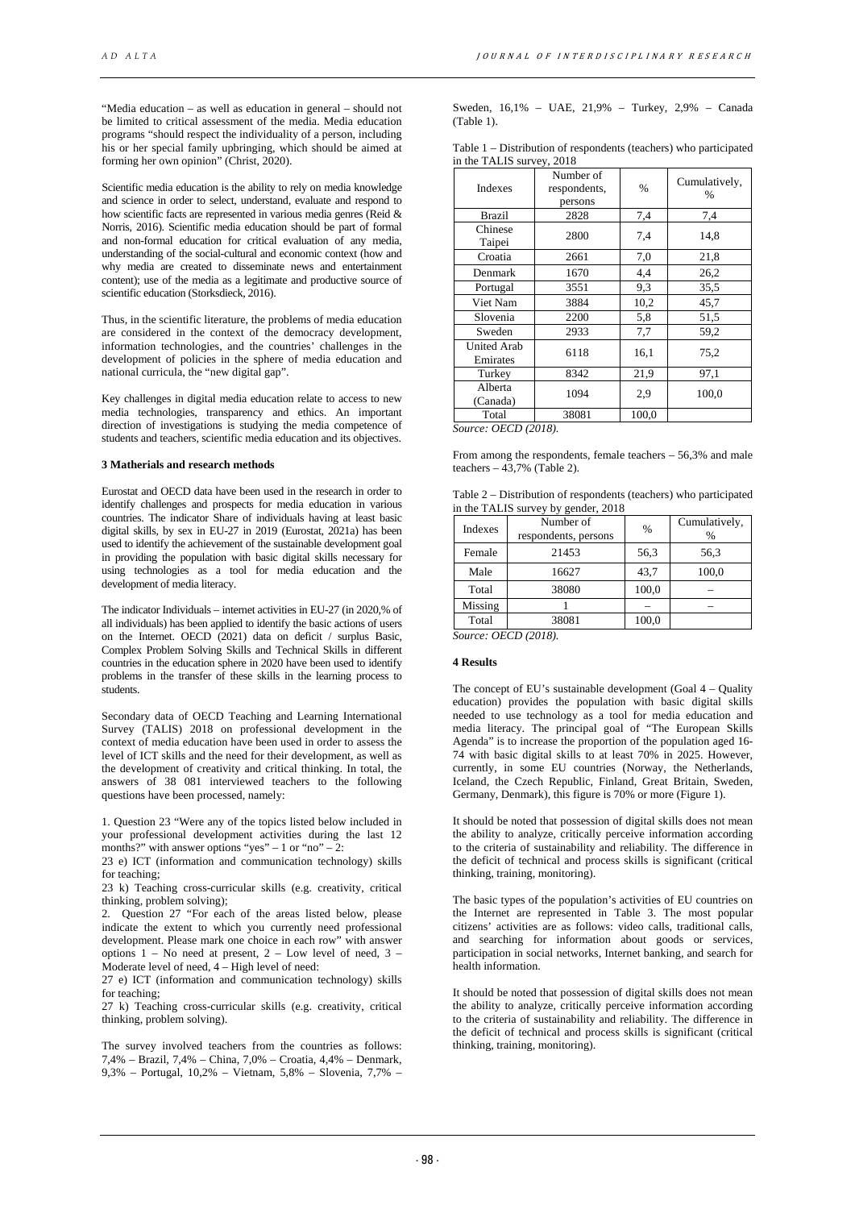"Media education – as well as education in general – should not be limited to critical assessment of the media. Media education programs "should respect the individuality of a person, including his or her special family upbringing, which should be aimed at forming her own opinion" (Christ, 2020).

Scientific media education is the ability to rely on media knowledge and science in order to select, understand, evaluate and respond to how scientific facts are represented in various media genres (Reid & Norris, 2016). Scientific media education should be part of formal and non-formal education for critical evaluation of any media, understanding of the social-cultural and economic context (how and why media are created to disseminate news and entertainment content); use of the media as a legitimate and productive source of scientific education (Storksdieck, 2016).

Thus, in the scientific literature, the problems of media education are considered in the context of the democracy development, information technologies, and the countries' challenges in the development of policies in the sphere of media education and national curricula, the "new digital gap".

Key challenges in digital media education relate to access to new media technologies, transparency and ethics. An important direction of investigations is studying the media competence of students and teachers, scientific media education and its objectives.

### 3 Matherials and research methods

Eurostat and OECD data have been used in the research in order to identify challenges and prospects for media education in various countries. The indicator Share of individuals having at least basic digital skills, by sex in EU-27 in 2019 (Eurostat, 2021a) has been used to identify the achievement of the sustainable development goal in providing the population with basic digital skills necessary for using technologies as a tool for media education and the development of media literacy.

The indicator Individuals – internet activities in EU-27 (in 2020,% of all individuals) has been applied to identify the basic actions of users on the Internet. OECD (2021) data on deficit / surplus Basic, Complex Problem Solving Skills and Technical Skills in different countries in the education sphere in 2020 have been used to identify problems in the transfer of these skills in the learning process to students.

Secondary data of OECD Teaching and Learning International Survey (TALIS) 2018 on professional development in the context of media education have been used in order to assess the level of ICT skills and the need for their development, as well as the development of creativity and critical thinking. In total, the answers of 38 081 interviewed teachers to the following questions have been processed, namely:

1. Question 23 "Were any of the topics listed below included in your professional development activities during the last 12 months?" with answer options "yes" – 1 or "no" – 2:
23 e) ICT (information and communication technology) skills for teaching;
23 k) Teaching cross-curricular skills (e.g. creativity, critical thinking, problem solving);
2. Question 27 "For each of the areas listed below, please indicate the extent to which you currently need professional development. Please mark one choice in each row" with answer options 1 – No need at present, 2 – Low level of need, 3 – Moderate level of need, 4 – High level of need:
27 e) ICT (information and communication technology) skills for teaching;
27 k) Teaching cross-curricular skills (e.g. creativity, critical thinking, problem solving).

The survey involved teachers from the countries as follows: 7,4% – Brazil, 7,4% – China, 7,0% – Croatia, 4,4% – Denmark, 9,3% – Portugal, 10,2% – Vietnam, 5,8% – Slovenia, 7,7% – Sweden, 16,1% – UAE, 21,9% – Turkey, 2,9% – Canada (Table 1).

Table 1 – Distribution of respondents (teachers) who participated in the TALIS survey, 2018

| Indexes | Number of respondents, persons | % | Cumulatively, % |
|---|---|---|---|
| Brazil | 2828 | 7,4 | 7,4 |
| Chinese Taipei | 2800 | 7,4 | 14,8 |
| Croatia | 2661 | 7,0 | 21,8 |
| Denmark | 1670 | 4,4 | 26,2 |
| Portugal | 3551 | 9,3 | 35,5 |
| Viet Nam | 3884 | 10,2 | 45,7 |
| Slovenia | 2200 | 5,8 | 51,5 |
| Sweden | 2933 | 7,7 | 59,2 |
| United Arab Emirates | 6118 | 16,1 | 75,2 |
| Turkey | 8342 | 21,9 | 97,1 |
| Alberta (Canada) | 1094 | 2,9 | 100,0 |
| Total | 38081 | 100,0 | |

*Source: OECD (2018).*

From among the respondents, female teachers – 56,3% and male teachers – 43,7% (Table 2).

Table 2 – Distribution of respondents (teachers) who participated in the TALIS survey by gender, 2018

| Indexes | Number of respondents, persons | % | Cumulatively, % |
|---|---|---|---|
| Female | 21453 | 56,3 | 56,3 |
| Male | 16627 | 43,7 | 100,0 |
| Total | 38080 | 100,0 | – |
| Missing | 1 | – | – |
| Total | 38081 | 100,0 | |

*Source: OECD (2018).*

### 4 Results

The concept of EU's sustainable development (Goal 4 – Quality education) provides the population with basic digital skills needed to use technology as a tool for media education and media literacy. The principal goal of "The European Skills Agenda" is to increase the proportion of the population aged 16-74 with basic digital skills to at least 70% in 2025. However, currently, in some EU countries (Norway, the Netherlands, Iceland, the Czech Republic, Finland, Great Britain, Sweden, Germany, Denmark), this figure is 70% or more (Figure 1).

It should be noted that possession of digital skills does not mean the ability to analyze, critically perceive information according to the criteria of sustainability and reliability. The difference in the deficit of technical and process skills is significant (critical thinking, training, monitoring).

The basic types of the population's activities of EU countries on the Internet are represented in Table 3. The most popular citizens' activities are as follows: video calls, traditional calls, and searching for information about goods or services, participation in social networks, Internet banking, and search for health information.

It should be noted that possession of digital skills does not mean the ability to analyze, critically perceive information according to the criteria of sustainability and reliability. The difference in the deficit of technical and process skills is significant (critical thinking, training, monitoring).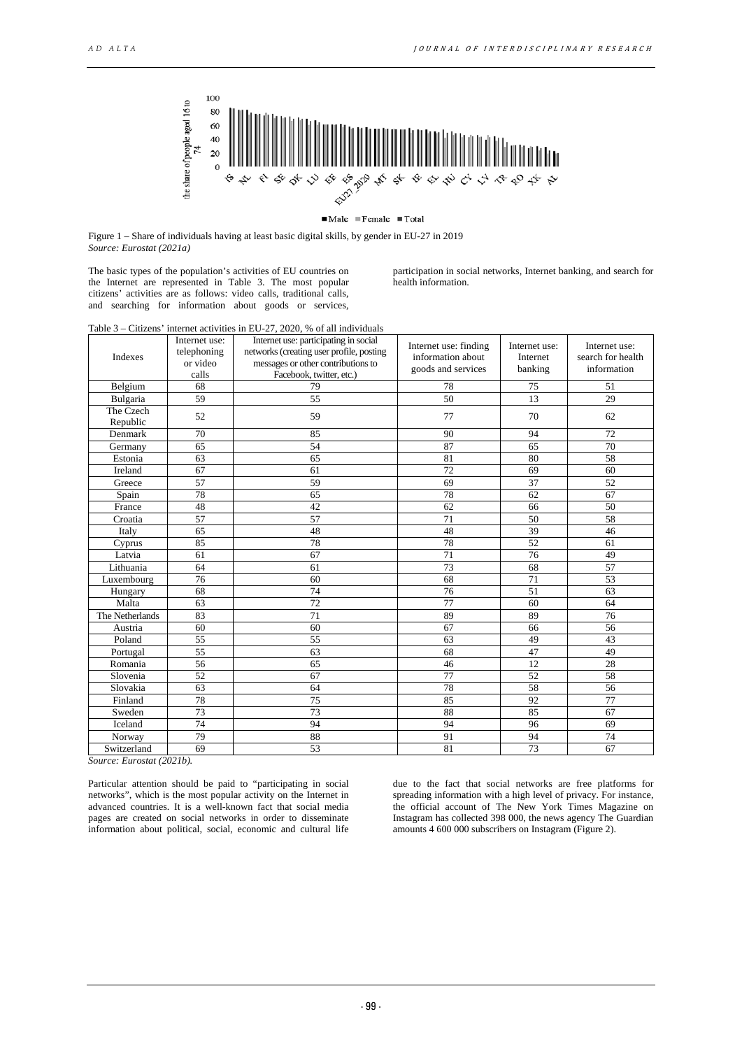Figure 1 – Share of individuals having at least basic digital skills, by gender in EU-27 in 2019
*Source: Eurostat (2021a)*

The basic types of the population's activities of EU countries on the Internet are represented in Table 3. The most popular citizens' activities are as follows: video calls, traditional calls, and searching for information about goods or services, participation in social networks, Internet banking, and search for health information.

Table 3 – Citizens' internet activities in EU-27, 2020, % of all individuals

| Indexes | Internet use: telephoning or video calls | Internet use: participating in social networks (creating user profile, posting messages or other contributions to Facebook, twitter, etc.) | Internet use: finding information about goods and services | Internet use: Internet banking | Internet use: search for health information |
|---|---|---|---|---|---|
| Belgium | 68 | 79 | 78 | 75 | 51 |
| Bulgaria | 59 | 55 | 50 | 13 | 29 |
| The Czech Republic | 52 | 59 | 77 | 70 | 62 |
| Denmark | 70 | 85 | 90 | 94 | 72 |
| Germany | 65 | 54 | 87 | 65 | 70 |
| Estonia | 63 | 65 | 81 | 80 | 58 |
| Ireland | 67 | 61 | 72 | 69 | 60 |
| Greece | 57 | 59 | 69 | 37 | 52 |
| Spain | 78 | 65 | 78 | 62 | 67 |
| France | 48 | 42 | 62 | 66 | 50 |
| Croatia | 57 | 57 | 71 | 50 | 58 |
| Italy | 65 | 48 | 48 | 39 | 46 |
| Cyprus | 85 | 78 | 78 | 52 | 61 |
| Latvia | 61 | 67 | 71 | 76 | 49 |
| Lithuania | 64 | 61 | 73 | 68 | 57 |
| Luxembourg | 76 | 60 | 68 | 71 | 53 |
| Hungary | 68 | 74 | 76 | 51 | 63 |
| Malta | 63 | 72 | 77 | 60 | 64 |
| The Netherlands | 83 | 71 | 89 | 89 | 76 |
| Austria | 60 | 60 | 67 | 66 | 56 |
| Poland | 55 | 55 | 63 | 49 | 43 |
| Portugal | 55 | 63 | 68 | 47 | 49 |
| Romania | 56 | 65 | 46 | 12 | 28 |
| Slovenia | 52 | 67 | 77 | 52 | 58 |
| Slovakia | 63 | 64 | 78 | 58 | 56 |
| Finland | 78 | 75 | 85 | 92 | 77 |
| Sweden | 73 | 73 | 88 | 85 | 67 |
| Iceland | 74 | 94 | 94 | 96 | 69 |
| Norway | 79 | 88 | 91 | 94 | 74 |
| Switzerland | 69 | 53 | 81 | 73 | 67 |

*Source: Eurostat (2021b).*

Particular attention should be paid to "participating in social networks", which is the most popular activity on the Internet in advanced countries. It is a well-known fact that social media pages are created on social networks in order to disseminate information about political, social, economic and cultural life due to the fact that social networks are free platforms for spreading information with a high level of privacy. For instance, the official account of The New York Times Magazine on Instagram has collected 398 000, the news agency The Guardian amounts 4 600 000 subscribers on Instagram (Figure 2).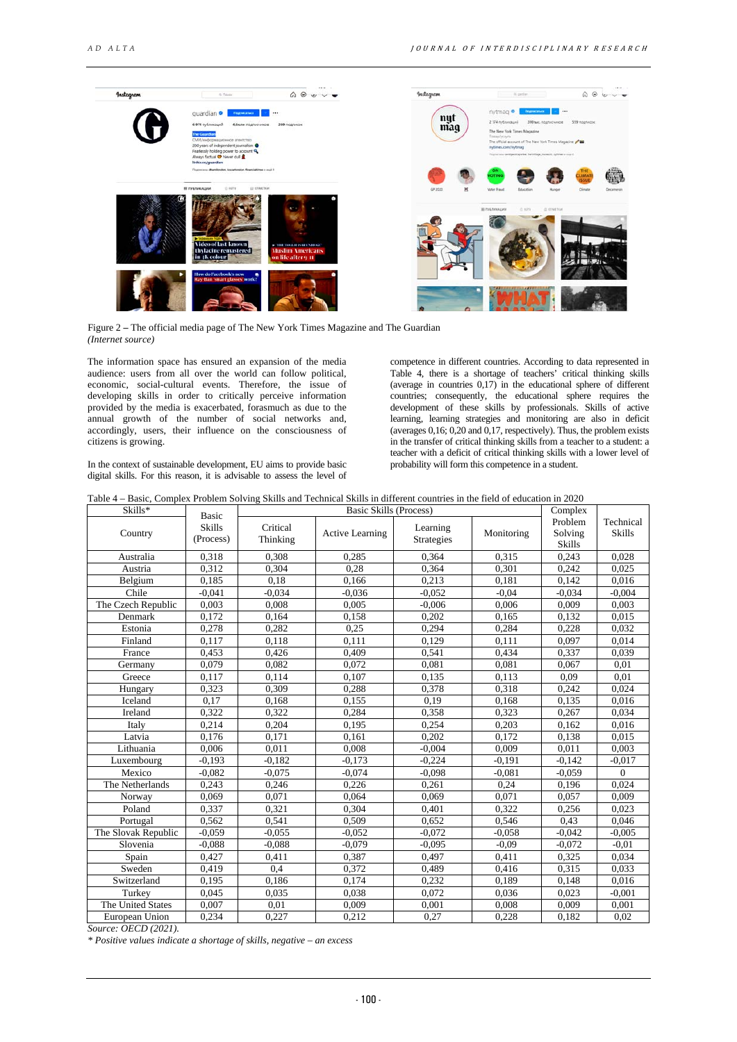Figure 2 – The official media page of The New York Times Magazine and The Guardian
*(Internet source)*

The information space has ensured an expansion of the media audience: users from all over the world can follow political, economic, social-cultural events. Therefore, the issue of developing skills in order to critically perceive information provided by the media is exacerbated, forasmuch as due to the annual growth of the number of social networks and, accordingly, users, their influence on the consciousness of citizens is growing.

In the context of sustainable development, EU aims to provide basic digital skills. For this reason, it is advisable to assess the level of competence in different countries. According to data represented in Table 4, there is a shortage of teachers' critical thinking skills (average in countries 0,17) in the educational sphere of different countries; consequently, the educational sphere requires the development of these skills by professionals. Skills of active learning, learning strategies and monitoring are also in deficit (averages 0,16; 0,20 and 0,17, respectively). Thus, the problem exists in the transfer of critical thinking skills from a teacher to a student: a teacher with a deficit of critical thinking skills with a lower level of probability will form this competence in a student.

Table 4 – Basic, Complex Problem Solving Skills and Technical Skills in different countries in the field of education in 2020

| Skills* / Country | Basic Skills (Process) | Basic Skills (Process) | | | | Complex Problem Solving Skills | Technical Skills |
|---|---|---|---|---|---|---|---|
| | | Critical Thinking | Active Learning | Learning Strategies | Monitoring | | |
| Australia | 0,318 | 0,308 | 0,285 | 0,364 | 0,315 | 0,243 | 0,028 |
| Austria | 0,312 | 0,304 | 0,28 | 0,364 | 0,301 | 0,242 | 0,025 |
| Belgium | 0,185 | 0,18 | 0,166 | 0,213 | 0,181 | 0,142 | 0,016 |
| Chile | -0,041 | -0,034 | -0,036 | -0,052 | -0,04 | -0,034 | -0,004 |
| The Czech Republic | 0,003 | 0,008 | 0,005 | -0,006 | 0,006 | 0,009 | 0,003 |
| Denmark | 0,172 | 0,164 | 0,158 | 0,202 | 0,165 | 0,132 | 0,015 |
| Estonia | 0,278 | 0,282 | 0,25 | 0,294 | 0,284 | 0,228 | 0,032 |
| Finland | 0,117 | 0,118 | 0,111 | 0,129 | 0,111 | 0,097 | 0,014 |
| France | 0,453 | 0,426 | 0,409 | 0,541 | 0,434 | 0,337 | 0,039 |
| Germany | 0,079 | 0,082 | 0,072 | 0,081 | 0,081 | 0,067 | 0,01 |
| Greece | 0,117 | 0,114 | 0,107 | 0,135 | 0,113 | 0,09 | 0,01 |
| Hungary | 0,323 | 0,309 | 0,288 | 0,378 | 0,318 | 0,242 | 0,024 |
| Iceland | 0,17 | 0,168 | 0,155 | 0,19 | 0,168 | 0,135 | 0,016 |
| Ireland | 0,322 | 0,322 | 0,284 | 0,358 | 0,323 | 0,267 | 0,034 |
| Italy | 0,214 | 0,204 | 0,195 | 0,254 | 0,203 | 0,162 | 0,016 |
| Latvia | 0,176 | 0,171 | 0,161 | 0,202 | 0,172 | 0,138 | 0,015 |
| Lithuania | 0,006 | 0,011 | 0,008 | -0,004 | 0,009 | 0,011 | 0,003 |
| Luxembourg | -0,193 | -0,182 | -0,173 | -0,224 | -0,191 | -0,142 | -0,017 |
| Mexico | -0,082 | -0,075 | -0,074 | -0,098 | -0,081 | -0,059 | 0 |
| The Netherlands | 0,243 | 0,246 | 0,226 | 0,261 | 0,24 | 0,196 | 0,024 |
| Norway | 0,069 | 0,071 | 0,064 | 0,069 | 0,071 | 0,057 | 0,009 |
| Poland | 0,337 | 0,321 | 0,304 | 0,401 | 0,322 | 0,256 | 0,023 |
| Portugal | 0,562 | 0,541 | 0,509 | 0,652 | 0,546 | 0,43 | 0,046 |
| The Slovak Republic | -0,059 | -0,055 | -0,052 | -0,072 | -0,058 | -0,042 | -0,005 |
| Slovenia | -0,088 | -0,088 | -0,079 | -0,095 | -0,09 | -0,072 | -0,01 |
| Spain | 0,427 | 0,411 | 0,387 | 0,497 | 0,411 | 0,325 | 0,034 |
| Sweden | 0,419 | 0,4 | 0,372 | 0,489 | 0,416 | 0,315 | 0,033 |
| Switzerland | 0,195 | 0,186 | 0,174 | 0,232 | 0,189 | 0,148 | 0,016 |
| Turkey | 0,045 | 0,035 | 0,038 | 0,072 | 0,036 | 0,023 | -0,001 |
| The United States | 0,007 | 0,01 | 0,009 | 0,001 | 0,008 | 0,009 | 0,001 |
| European Union | 0,234 | 0,227 | 0,212 | 0,27 | 0,228 | 0,182 | 0,02 |

*Source: OECD (2021).*

*\* Positive values indicate a shortage of skills, negative – an excess*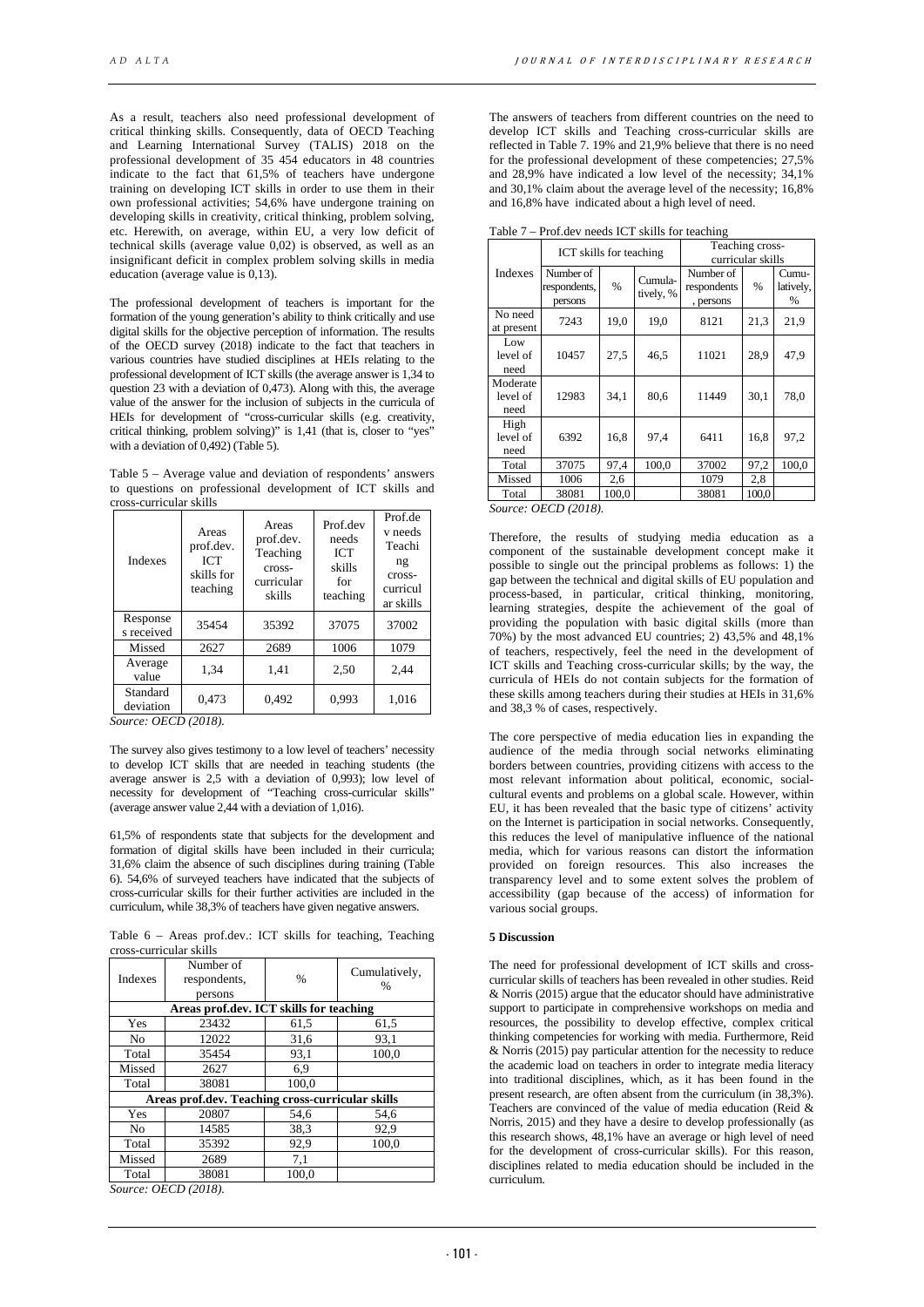As a result, teachers also need professional development of critical thinking skills. Consequently, data of OECD Teaching and Learning International Survey (TALIS) 2018 on the professional development of 35 454 educators in 48 countries indicate to the fact that 61,5% of teachers have undergone training on developing ICT skills in order to use them in their own professional activities; 54,6% have undergone training on developing skills in creativity, critical thinking, problem solving, etc. Herewith, on average, within EU, a very low deficit of technical skills (average value 0,02) is observed, as well as an insignificant deficit in complex problem solving skills in media education (average value is 0,13).

The professional development of teachers is important for the formation of the young generation's ability to think critically and use digital skills for the objective perception of information. The results of the OECD survey (2018) indicate to the fact that teachers in various countries have studied disciplines at HEIs relating to the professional development of ICT skills (the average answer is 1,34 to question 23 with a deviation of 0,473). Along with this, the average value of the answer for the inclusion of subjects in the curricula of HEIs for development of "cross-curricular skills (e.g. creativity, critical thinking, problem solving)" is 1,41 (that is, closer to "yes" with a deviation of 0,492) (Table 5).

Table 5 – Average value and deviation of respondents' answers to questions on professional development of ICT skills and cross-curricular skills

| Indexes | Areas prof.dev. ICT skills for teaching | Areas prof.dev. Teaching cross-curricular skills | Prof.dev needs ICT skills for teaching | Prof.dev needs Teaching cross-curricular skills |
|---|---|---|---|---|
| Responses received | 35454 | 35392 | 37075 | 37002 |
| Missed | 2627 | 2689 | 1006 | 1079 |
| Average value | 1,34 | 1,41 | 2,50 | 2,44 |
| Standard deviation | 0,473 | 0,492 | 0,993 | 1,016 |

*Source: OECD (2018).*

The survey also gives testimony to a low level of teachers' necessity to develop ICT skills that are needed in teaching students (the average answer is 2,5 with a deviation of 0,993); low level of necessity for development of "Teaching cross-curricular skills" (average answer value 2,44 with a deviation of 1,016).

61,5% of respondents state that subjects for the development and formation of digital skills have been included in their curricula; 31,6% claim the absence of such disciplines during training (Table 6). 54,6% of surveyed teachers have indicated that the subjects of cross-curricular skills for their further activities are included in the curriculum, while 38,3% of teachers have given negative answers.

Table 6 – Areas prof.dev.: ICT skills for teaching, Teaching cross-curricular skills

| Indexes | Number of respondents, persons | % | Cumulatively, % |
|---|---|---|---|
| **Areas prof.dev. ICT skills for teaching** | | | |
| Yes | 23432 | 61,5 | 61,5 |
| No | 12022 | 31,6 | 93,1 |
| Total | 35454 | 93,1 | 100,0 |
| Missed | 2627 | 6,9 | |
| Total | 38081 | 100,0 | |
| **Areas prof.dev. Teaching cross-curricular skills** | | | |
| Yes | 20807 | 54,6 | 54,6 |
| No | 14585 | 38,3 | 92,9 |
| Total | 35392 | 92,9 | 100,0 |
| Missed | 2689 | 7,1 | |
| Total | 38081 | 100,0 | |

*Source: OECD (2018).*

The answers of teachers from different countries on the need to develop ICT skills and Teaching cross-curricular skills are reflected in Table 7. 19% and 21,9% believe that there is no need for the professional development of these competencies; 27,5% and 28,9% have indicated a low level of the necessity; 34,1% and 30,1% claim about the average level of the necessity; 16,8% and 16,8% have indicated about a high level of need.

Table 7 – Prof.dev needs ICT skills for teaching

| Indexes | ICT skills for teaching | | | Teaching cross-curricular skills | | |
|---|---|---|---|---|---|---|
| | Number of respondents, persons | % | Cumulatively, % | Number of respondents, persons | % | Cumulatively, % |
| No need at present | 7243 | 19,0 | 19,0 | 8121 | 21,3 | 21,9 |
| Low level of need | 10457 | 27,5 | 46,5 | 11021 | 28,9 | 47,9 |
| Moderate level of need | 12983 | 34,1 | 80,6 | 11449 | 30,1 | 78,0 |
| High level of need | 6392 | 16,8 | 97,4 | 6411 | 16,8 | 97,2 |
| Total | 37075 | 97,4 | 100,0 | 37002 | 97,2 | 100,0 |
| Missed | 1006 | 2,6 | | 1079 | 2,8 | |
| Total | 38081 | 100,0 | | 38081 | 100,0 | |

*Source: OECD (2018).*

Therefore, the results of studying media education as a component of the sustainable development concept make it possible to single out the principal problems as follows: 1) the gap between the technical and digital skills of EU population and process-based, in particular, critical thinking, monitoring, learning strategies, despite the achievement of the goal of providing the population with basic digital skills (more than 70%) by the most advanced EU countries; 2) 43,5% and 48,1% of teachers, respectively, feel the need in the development of ICT skills and Teaching cross-curricular skills; by the way, the curricula of HEIs do not contain subjects for the formation of these skills among teachers during their studies at HEIs in 31,6% and 38,3 % of cases, respectively.

The core perspective of media education lies in expanding the audience of the media through social networks eliminating borders between countries, providing citizens with access to the most relevant information about political, economic, social-cultural events and problems on a global scale. However, within EU, it has been revealed that the basic type of citizens' activity on the Internet is participation in social networks. Consequently, this reduces the level of manipulative influence of the national media, which for various reasons can distort the information provided on foreign resources. This also increases the transparency level and to some extent solves the problem of accessibility (gap because of the access) of information for various social groups.

## 5 Discussion

The need for professional development of ICT skills and cross-curricular skills of teachers has been revealed in other studies. Reid & Norris (2015) argue that the educator should have administrative support to participate in comprehensive workshops on media and resources, the possibility to develop effective, complex critical thinking competencies for working with media. Furthermore, Reid & Norris (2015) pay particular attention for the necessity to reduce the academic load on teachers in order to integrate media literacy into traditional disciplines, which, as it has been found in the present research, are often absent from the curriculum (in 38,3%). Teachers are convinced of the value of media education (Reid & Norris, 2015) and they have a desire to develop professionally (as this research shows, 48,1% have an average or high level of need for the development of cross-curricular skills). For this reason, disciplines related to media education should be included in the curriculum.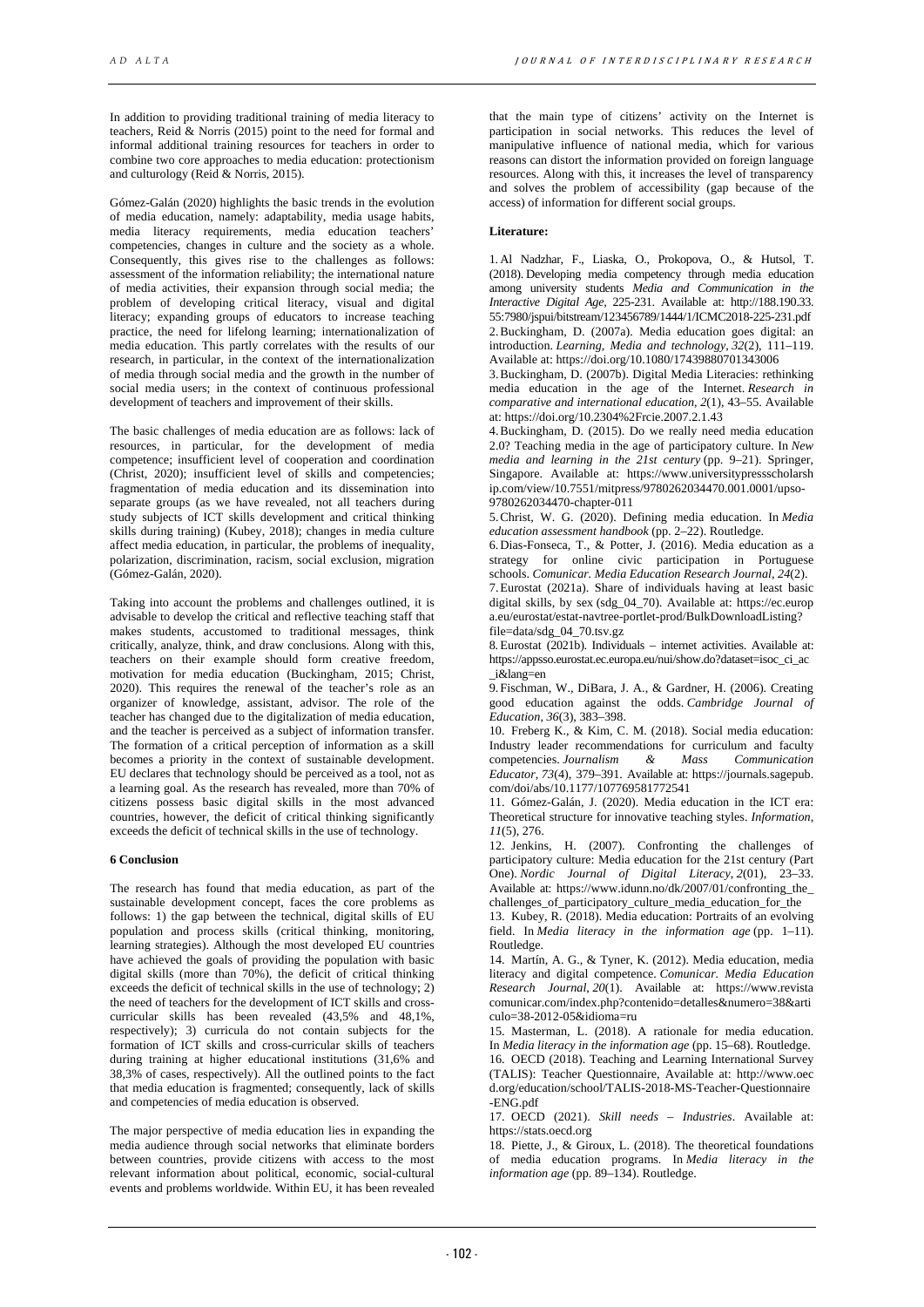In addition to providing traditional training of media literacy to teachers, Reid & Norris (2015) point to the need for formal and informal additional training resources for teachers in order to combine two core approaches to media education: protectionism and culturology (Reid & Norris, 2015).

Gómez-Galán (2020) highlights the basic trends in the evolution of media education, namely: adaptability, media usage habits, media literacy requirements, media education teachers' competencies, changes in culture and the society as a whole. Consequently, this gives rise to the challenges as follows: assessment of the information reliability; the international nature of media activities, their expansion through social media; the problem of developing critical literacy, visual and digital literacy; expanding groups of educators to increase teaching practice, the need for lifelong learning; internationalization of media education. This partly correlates with the results of our research, in particular, in the context of the internationalization of media through social media and the growth in the number of social media users; in the context of continuous professional development of teachers and improvement of their skills.

The basic challenges of media education are as follows: lack of resources, in particular, for the development of media competence; insufficient level of cooperation and coordination (Christ, 2020); insufficient level of skills and competencies; fragmentation of media education and its dissemination into separate groups (as we have revealed, not all teachers during study subjects of ICT skills development and critical thinking skills during training) (Kubey, 2018); changes in media culture affect media education, in particular, the problems of inequality, polarization, discrimination, racism, social exclusion, migration (Gómez-Galán, 2020).

Taking into account the problems and challenges outlined, it is advisable to develop the critical and reflective teaching staff that makes students, accustomed to traditional messages, think critically, analyze, think, and draw conclusions. Along with this, teachers on their example should form creative freedom, motivation for media education (Buckingham, 2015; Christ, 2020). This requires the renewal of the teacher's role as an organizer of knowledge, assistant, advisor. The role of the teacher has changed due to the digitalization of media education, and the teacher is perceived as a subject of information transfer. The formation of a critical perception of information as a skill becomes a priority in the context of sustainable development. EU declares that technology should be perceived as a tool, not as a learning goal. As the research has revealed, more than 70% of citizens possess basic digital skills in the most advanced countries, however, the deficit of critical thinking significantly exceeds the deficit of technical skills in the use of technology.

## 6 Conclusion

The research has found that media education, as part of the sustainable development concept, faces the core problems as follows: 1) the gap between the technical, digital skills of EU population and process skills (critical thinking, monitoring, learning strategies). Although the most developed EU countries have achieved the goals of providing the population with basic digital skills (more than 70%), the deficit of critical thinking exceeds the deficit of technical skills in the use of technology; 2) the need of teachers for the development of ICT skills and cross-curricular skills has been revealed (43,5% and 48,1%, respectively); 3) curricula do not contain subjects for the formation of ICT skills and cross-curricular skills of teachers during training at higher educational institutions (31,6% and 38,3% of cases, respectively). All the outlined points to the fact that media education is fragmented; consequently, lack of skills and competencies of media education is observed.

The major perspective of media education lies in expanding the media audience through social networks that eliminate borders between countries, provide citizens with access to the most relevant information about political, economic, social-cultural events and problems worldwide. Within EU, it has been revealed that the main type of citizens' activity on the Internet is participation in social networks. This reduces the level of manipulative influence of national media, which for various reasons can distort the information provided on foreign language resources. Along with this, it increases the level of transparency and solves the problem of accessibility (gap because of the access) of information for different social groups.

**Literature:**

1. Al Nadzhar, F., Liaska, O., Prokopova, O., & Hutsol, T. (2018). Developing media competency through media education among university students *Media and Communication in the Interactive Digital Age*, 225-231. Available at: http://188.190.33.55:7980/jspui/bitstream/123456789/1444/1/ICMC2018-225-231.pdf
2. Buckingham, D. (2007a). Media education goes digital: an introduction. *Learning, Media and technology*, *32*(2), 111–119. Available at: https://doi.org/10.1080/17439880701343006
3. Buckingham, D. (2007b). Digital Media Literacies: rethinking media education in the age of the Internet. *Research in comparative and international education*, *2*(1), 43–55. Available at: https://doi.org/10.2304%2Frcie.2007.2.1.43
4. Buckingham, D. (2015). Do we really need media education 2.0? Teaching media in the age of participatory culture. In *New media and learning in the 21st century* (pp. 9–21). Springer, Singapore. Available at: https://www.universitypressscholarship.com/view/10.7551/mitpress/9780262034470.001.0001/upso-9780262034470-chapter-011
5. Christ, W. G. (2020). Defining media education. In *Media education assessment handbook* (pp. 2–22). Routledge.
6. Dias-Fonseca, T., & Potter, J. (2016). Media education as a strategy for online civic participation in Portuguese schools. *Comunicar. Media Education Research Journal*, *24*(2).
7. Eurostat (2021a). Share of individuals having at least basic digital skills, by sex (sdg_04_70). Available at: https://ec.europa.eu/eurostat/estat-navtree-portlet-prod/BulkDownloadListing?file=data/sdg_04_70.tsv.gz
8. Eurostat (2021b). Individuals – internet activities. Available at: https://appsso.eurostat.ec.europa.eu/nui/show.do?dataset=isoc_ci_ac_i&lang=en
9. Fischman, W., DiBara, J. A., & Gardner, H. (2006). Creating good education against the odds. *Cambridge Journal of Education*, *36*(3), 383–398.
10. Freberg K., & Kim, C. M. (2018). Social media education: Industry leader recommendations for curriculum and faculty competencies. *Journalism & Mass Communication Educator*, *73*(4), 379–391. Available at: https://journals.sagepub.com/doi/abs/10.1177/1077695817725541
11. Gómez-Galán, J. (2020). Media education in the ICT era: Theoretical structure for innovative teaching styles. *Information*, *11*(5), 276.
12. Jenkins, H. (2007). Confronting the challenges of participatory culture: Media education for the 21st century (Part One). *Nordic Journal of Digital Literacy*, *2*(01), 23–33. Available at: https://www.idunn.no/dk/2007/01/confronting_the_challenges_of_participatory_culture_media_education_for_the
13. Kubey, R. (2018). Media education: Portraits of an evolving field. In *Media literacy in the information age* (pp. 1–11). Routledge.
14. Martín, A. G., & Tyner, K. (2012). Media education, media literacy and digital competence. *Comunicar. Media Education Research Journal*, *20*(1). Available at: https://www.revistacomunicar.com/index.php?contenido=detalles&numero=38&articulo=38-2012-05&idioma=ru
15. Masterman, L. (2018). A rationale for media education. In *Media literacy in the information age* (pp. 15–68). Routledge.
16. OECD (2018). Teaching and Learning International Survey (TALIS): Teacher Questionnaire, Available at: http://www.oecd.org/education/school/TALIS-2018-MS-Teacher-Questionnaire-ENG.pdf
17. OECD (2021). *Skill needs – Industries*. Available at: https://stats.oecd.org
18. Piette, J., & Giroux, L. (2018). The theoretical foundations of media education programs. In *Media literacy in the information age* (pp. 89–134). Routledge.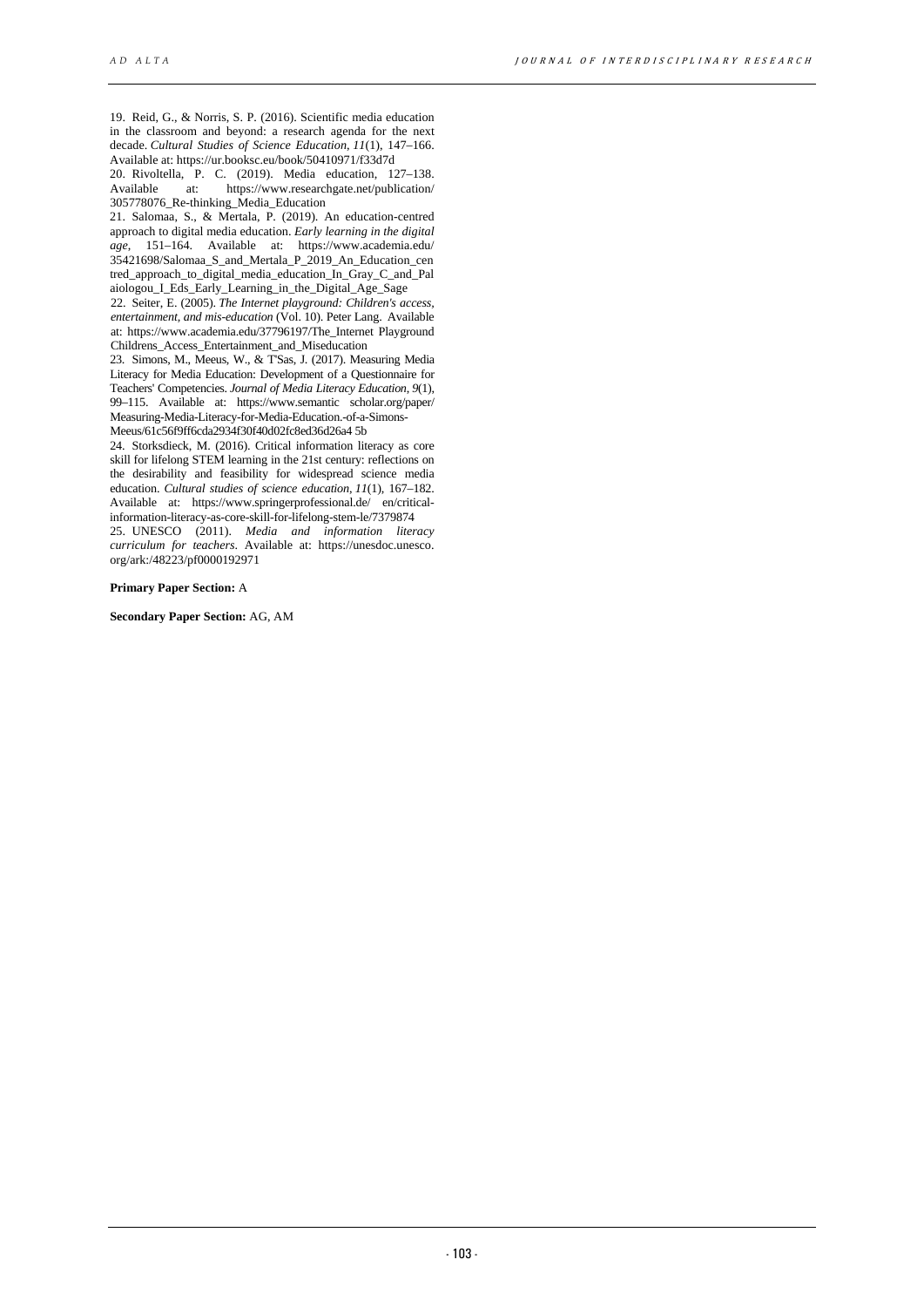19. Reid, G., & Norris, S. P. (2016). Scientific media education in the classroom and beyond: a research agenda for the next decade. *Cultural Studies of Science Education*, *11*(1), 147–166. Available at: https://ur.booksc.eu/book/50410971/f33d7d

20. Rivoltella, P. C. (2019). Media education, 127–138. Available at: https://www.researchgate.net/publication/305778076_Re-thinking_Media_Education

21. Salomaa, S., & Mertala, P. (2019). An education-centred approach to digital media education. *Early learning in the digital age*, 151–164. Available at: https://www.academia.edu/35421698/Salomaa_S_and_Mertala_P_2019_An_Education_centred_approach_to_digital_media_education_In_Gray_C_and_Palaiologou_I_Eds_Early_Learning_in_the_Digital_Age_Sage

22. Seiter, E. (2005). *The Internet playground: Children's access, entertainment, and mis-education* (Vol. 10). Peter Lang. Available at: https://www.academia.edu/37796197/The_Internet Playground Childrens_Access_Entertainment_and_Miseducation

23. Simons, M., Meeus, W., & T'Sas, J. (2017). Measuring Media Literacy for Media Education: Development of a Questionnaire for Teachers' Competencies. *Journal of Media Literacy Education*, *9*(1), 99–115. Available at: https://www.semantic scholar.org/paper/Measuring-Media-Literacy-for-Media-Education.-of-a-Simons-Meeus/61c56f9ff6cda2934f30f40d02fc8ed36d26a4 5b

24. Storksdieck, M. (2016). Critical information literacy as core skill for lifelong STEM learning in the 21st century: reflections on the desirability and feasibility for widespread science media education. *Cultural studies of science education*, *11*(1), 167–182. Available at: https://www.springerprofessional.de/ en/critical-information-literacy-as-core-skill-for-lifelong-stem-le/7379874

25. UNESCO (2011). *Media and information literacy curriculum for teachers*. Available at: https://unesdoc.unesco.org/ark:/48223/pf0000192971

**Primary Paper Section:** A

**Secondary Paper Section:** AG, AM